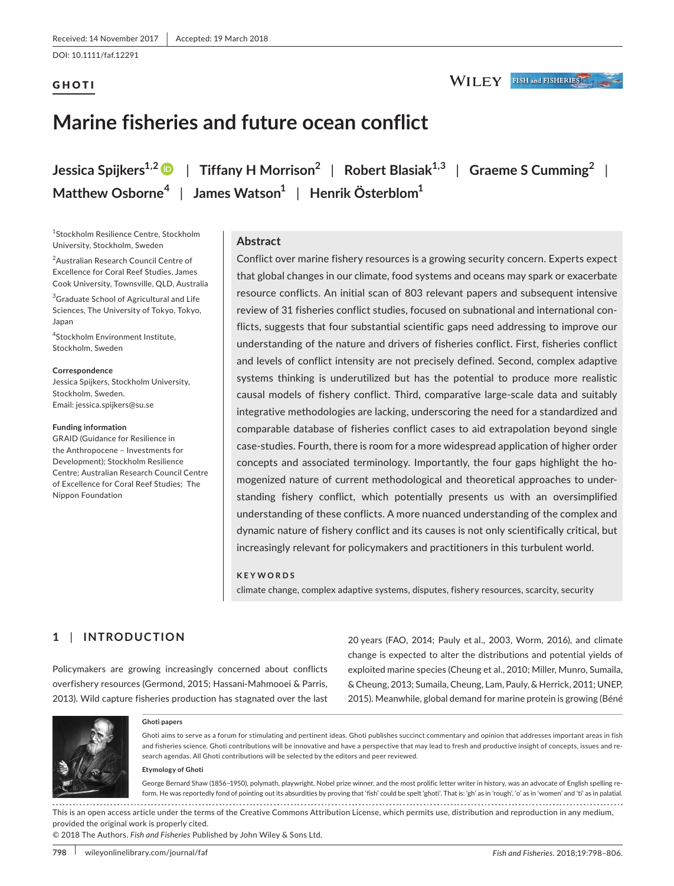Received: 14 November 2017 | Accepted: 19 March 2018

DOI: 10.1111/faf.12291

GHOTI

# Marine fisheries and future ocean conflict

**Jessica Spijkers[1,2] | Tiffany H Morrison[2] | Robert Blasiak[1,3] | Graeme S Cumming[2] | Matthew Osborne[4] | James Watson[1] | Henrik Österblom[1]**

[1]Stockholm Resilience Centre, Stockholm University, Stockholm, Sweden

[2]Australian Research Council Centre of Excellence for Coral Reef Studies, James Cook University, Townsville, QLD, Australia

[3]Graduate School of Agricultural and Life Sciences, The University of Tokyo, Tokyo, Japan

[4]Stockholm Environment Institute, Stockholm, Sweden

**Correspondence**
Jessica Spijkers, Stockholm University, Stockholm, Sweden.
Email: jessica.spijkers@su.se

**Funding information**
GRAID (Guidance for Resilience in the Anthropocene – Investments for Development); Stockholm Resilience Centre; Australian Research Council Centre of Excellence for Coral Reef Studies; The Nippon Foundation

## Abstract

Conflict over marine fishery resources is a growing security concern. Experts expect that global changes in our climate, food systems and oceans may spark or exacerbate resource conflicts. An initial scan of 803 relevant papers and subsequent intensive review of 31 fisheries conflict studies, focused on subnational and international conflicts, suggests that four substantial scientific gaps need addressing to improve our understanding of the nature and drivers of fisheries conflict. First, fisheries conflict and levels of conflict intensity are not precisely defined. Second, complex adaptive systems thinking is underutilized but has the potential to produce more realistic causal models of fishery conflict. Third, comparative large-scale data and suitably integrative methodologies are lacking, underscoring the need for a standardized and comparable database of fisheries conflict cases to aid extrapolation beyond single case-studies. Fourth, there is room for a more widespread application of higher order concepts and associated terminology. Importantly, the four gaps highlight the homogenized nature of current methodological and theoretical approaches to understanding fishery conflict, which potentially presents us with an oversimplified understanding of these conflicts. A more nuanced understanding of the complex and dynamic nature of fishery conflict and its causes is not only scientifically critical, but increasingly relevant for policymakers and practitioners in this turbulent world.

**KEYWORDS**

climate change, complex adaptive systems, disputes, fishery resources, scarcity, security

## 1 | INTRODUCTION

Policymakers are growing increasingly concerned about conflicts overfishery resources (Germond, 2015; Hassani-Mahmooei & Parris, 2013). Wild capture fisheries production has stagnated over the last 20 years (FAO, 2014; Pauly et al., 2003, Worm, 2016), and climate change is expected to alter the distributions and potential yields of exploited marine species (Cheung et al., 2010; Miller, Munro, Sumaila, & Cheung, 2013; Sumaila, Cheung, Lam, Pauly, & Herrick, 2011; UNEP, 2015). Meanwhile, global demand for marine protein is growing (Béné

**Ghoti papers**

Ghoti aims to serve as a forum for stimulating and pertinent ideas. Ghoti publishes succinct commentary and opinion that addresses important areas in fish and fisheries science. Ghoti contributions will be innovative and have a perspective that may lead to fresh and productive insight of concepts, issues and research agendas. All Ghoti contributions will be selected by the editors and peer reviewed.

**Etymology of Ghoti**

George Bernard Shaw (1856–1950), polymath, playwright, Nobel prize winner, and the most prolific letter writer in history, was an advocate of English spelling reform. He was reportedly fond of pointing out its absurdities by proving that 'fish' could be spelt 'ghoti'. That is: 'gh' as in 'rough', 'o' as in 'women' and 'ti' as in palatial.

This is an open access article under the terms of the Creative Commons Attribution License, which permits use, distribution and reproduction in any medium, provided the original work is properly cited.

© 2018 The Authors. *Fish and Fisheries* Published by John Wiley & Sons Ltd.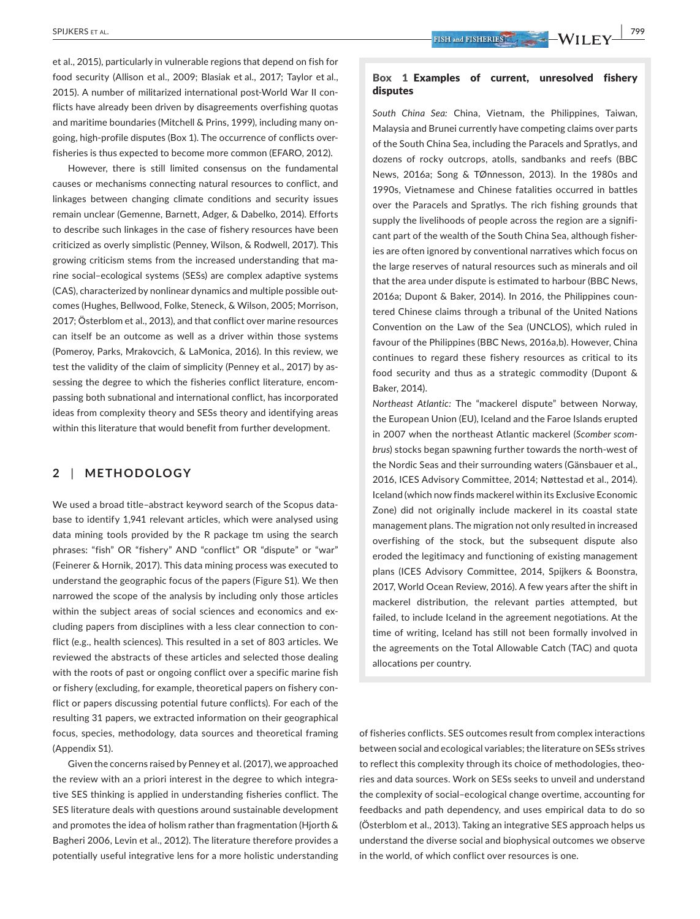et al., 2015), particularly in vulnerable regions that depend on fish for food security (Allison et al., 2009; Blasiak et al., 2017; Taylor et al., 2015). A number of militarized international post-World War II conflicts have already been driven by disagreements overfishing quotas and maritime boundaries (Mitchell & Prins, 1999), including many ongoing, high-profile disputes (Box 1). The occurrence of conflicts overfisheries is thus expected to become more common (EFARO, 2012).

However, there is still limited consensus on the fundamental causes or mechanisms connecting natural resources to conflict, and linkages between changing climate conditions and security issues remain unclear (Gemenne, Barnett, Adger, & Dabelko, 2014). Efforts to describe such linkages in the case of fishery resources have been criticized as overly simplistic (Penney, Wilson, & Rodwell, 2017). This growing criticism stems from the increased understanding that marine social–ecological systems (SESs) are complex adaptive systems (CAS), characterized by nonlinear dynamics and multiple possible outcomes (Hughes, Bellwood, Folke, Steneck, & Wilson, 2005; Morrison, 2017; Österblom et al., 2013), and that conflict over marine resources can itself be an outcome as well as a driver within those systems (Pomeroy, Parks, Mrakovcich, & LaMonica, 2016). In this review, we test the validity of the claim of simplicity (Penney et al., 2017) by assessing the degree to which the fisheries conflict literature, encompassing both subnational and international conflict, has incorporated ideas from complexity theory and SESs theory and identifying areas within this literature that would benefit from further development.

> **Box 1 Examples of current, unresolved fishery disputes**
>
> *South China Sea:* China, Vietnam, the Philippines, Taiwan, Malaysia and Brunei currently have competing claims over parts of the South China Sea, including the Paracels and Spratlys, and dozens of rocky outcrops, atolls, sandbanks and reefs (BBC News, 2016a; Song & TØnnesson, 2013). In the 1980s and 1990s, Vietnamese and Chinese fatalities occurred in battles over the Paracels and Spratlys. The rich fishing grounds that supply the livelihoods of people across the region are a significant part of the wealth of the South China Sea, although fisheries are often ignored by conventional narratives which focus on the large reserves of natural resources such as minerals and oil that the area under dispute is estimated to harbour (BBC News, 2016a; Dupont & Baker, 2014). In 2016, the Philippines countered Chinese claims through a tribunal of the United Nations Convention on the Law of the Sea (UNCLOS), which ruled in favour of the Philippines (BBC News, 2016a,b). However, China continues to regard these fishery resources as critical to its food security and thus as a strategic commodity (Dupont & Baker, 2014).
>
> *Northeast Atlantic:* The "mackerel dispute" between Norway, the European Union (EU), Iceland and the Faroe Islands erupted in 2007 when the northeast Atlantic mackerel (*Scomber scombrus*) stocks began spawning further towards the north-west of the Nordic Seas and their surrounding waters (Gänsbauer et al., 2016, ICES Advisory Committee, 2014; Nøttestad et al., 2014). Iceland (which now finds mackerel within its Exclusive Economic Zone) did not originally include mackerel in its coastal state management plans. The migration not only resulted in increased overfishing of the stock, but the subsequent dispute also eroded the legitimacy and functioning of existing management plans (ICES Advisory Committee, 2014, Spijkers & Boonstra, 2017, World Ocean Review, 2016). A few years after the shift in mackerel distribution, the relevant parties attempted, but failed, to include Iceland in the agreement negotiations. At the time of writing, Iceland has still not been formally involved in the agreements on the Total Allowable Catch (TAC) and quota allocations per country.

## 2 | METHODOLOGY

We used a broad title–abstract keyword search of the Scopus database to identify 1,941 relevant articles, which were analysed using data mining tools provided by the R package tm using the search phrases: "fish" OR "fishery" AND "conflict" OR "dispute" or "war" (Feinerer & Hornik, 2017). This data mining process was executed to understand the geographic focus of the papers (Figure S1). We then narrowed the scope of the analysis by including only those articles within the subject areas of social sciences and economics and excluding papers from disciplines with a less clear connection to conflict (e.g., health sciences). This resulted in a set of 803 articles. We reviewed the abstracts of these articles and selected those dealing with the roots of past or ongoing conflict over a specific marine fish or fishery (excluding, for example, theoretical papers on fishery conflict or papers discussing potential future conflicts). For each of the resulting 31 papers, we extracted information on their geographical focus, species, methodology, data sources and theoretical framing (Appendix S1).

Given the concerns raised by Penney et al. (2017), we approached the review with an a priori interest in the degree to which integrative SES thinking is applied in understanding fisheries conflict. The SES literature deals with questions around sustainable development and promotes the idea of holism rather than fragmentation (Hjorth & Bagheri 2006, Levin et al., 2012). The literature therefore provides a potentially useful integrative lens for a more holistic understanding of fisheries conflicts. SES outcomes result from complex interactions between social and ecological variables; the literature on SESs strives to reflect this complexity through its choice of methodologies, theories and data sources. Work on SESs seeks to unveil and understand the complexity of social–ecological change overtime, accounting for feedbacks and path dependency, and uses empirical data to do so (Österblom et al., 2013). Taking an integrative SES approach helps us understand the diverse social and biophysical outcomes we observe in the world, of which conflict over resources is one.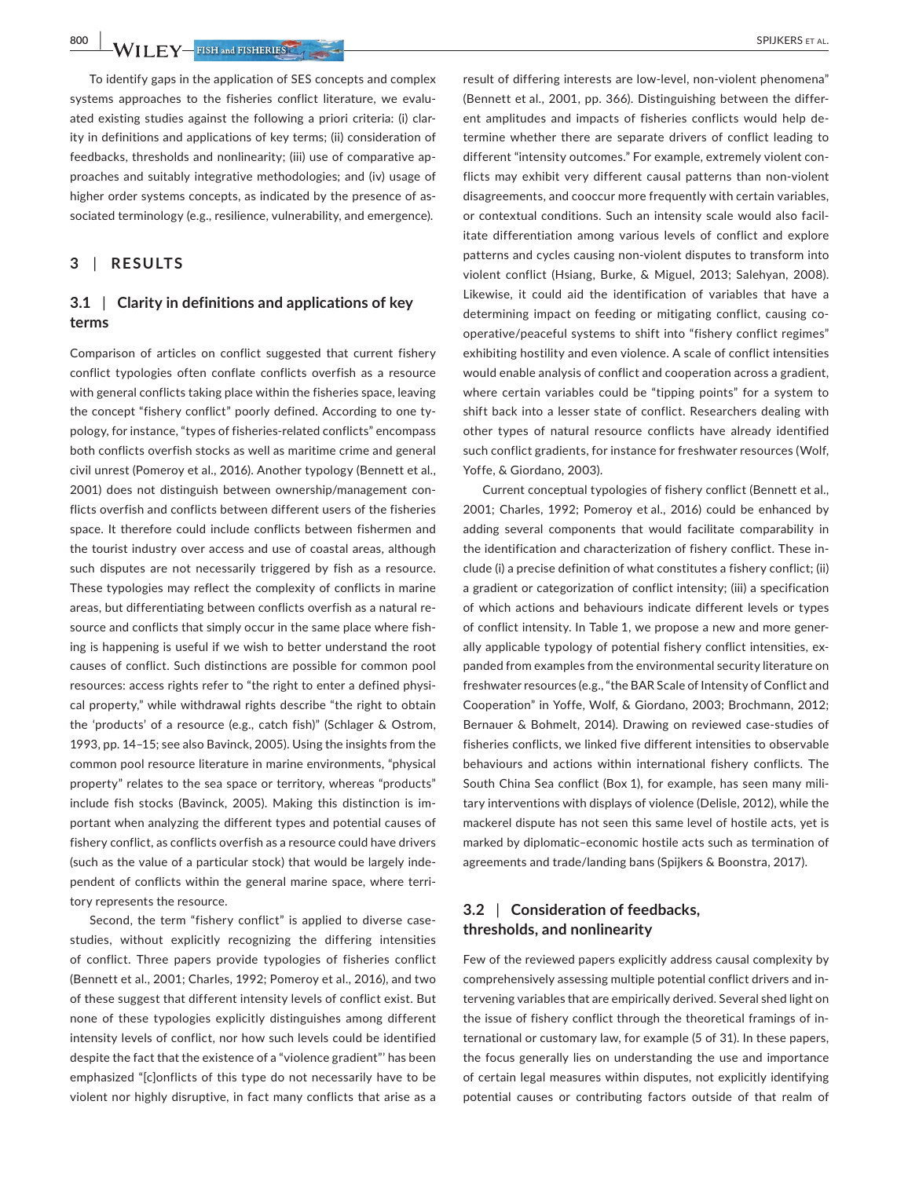To identify gaps in the application of SES concepts and complex systems approaches to the fisheries conflict literature, we evaluated existing studies against the following a priori criteria: (i) clarity in definitions and applications of key terms; (ii) consideration of feedbacks, thresholds and nonlinearity; (iii) use of comparative approaches and suitably integrative methodologies; and (iv) usage of higher order systems concepts, as indicated by the presence of associated terminology (e.g., resilience, vulnerability, and emergence).

## 3 | RESULTS

### 3.1 | Clarity in definitions and applications of key terms

Comparison of articles on conflict suggested that current fishery conflict typologies often conflate conflicts overfish as a resource with general conflicts taking place within the fisheries space, leaving the concept "fishery conflict" poorly defined. According to one typology, for instance, "types of fisheries-related conflicts" encompass both conflicts overfish stocks as well as maritime crime and general civil unrest (Pomeroy et al., 2016). Another typology (Bennett et al., 2001) does not distinguish between ownership/management conflicts overfish and conflicts between different users of the fisheries space. It therefore could include conflicts between fishermen and the tourist industry over access and use of coastal areas, although such disputes are not necessarily triggered by fish as a resource. These typologies may reflect the complexity of conflicts in marine areas, but differentiating between conflicts overfish as a natural resource and conflicts that simply occur in the same place where fishing is happening is useful if we wish to better understand the root causes of conflict. Such distinctions are possible for common pool resources: access rights refer to "the right to enter a defined physical property," while withdrawal rights describe "the right to obtain the 'products' of a resource (e.g., catch fish)" (Schlager & Ostrom, 1993, pp. 14–15; see also Bavinck, 2005). Using the insights from the common pool resource literature in marine environments, "physical property" relates to the sea space or territory, whereas "products" include fish stocks (Bavinck, 2005). Making this distinction is important when analyzing the different types and potential causes of fishery conflict, as conflicts overfish as a resource could have drivers (such as the value of a particular stock) that would be largely independent of conflicts within the general marine space, where territory represents the resource.

Second, the term "fishery conflict" is applied to diverse case-studies, without explicitly recognizing the differing intensities of conflict. Three papers provide typologies of fisheries conflict (Bennett et al., 2001; Charles, 1992; Pomeroy et al., 2016), and two of these suggest that different intensity levels of conflict exist. But none of these typologies explicitly distinguishes among different intensity levels of conflict, nor how such levels could be identified despite the fact that the existence of a "violence gradient"' has been emphasized "[c]onflicts of this type do not necessarily have to be violent nor highly disruptive, in fact many conflicts that arise as a result of differing interests are low-level, non-violent phenomena" (Bennett et al., 2001, pp. 366). Distinguishing between the different amplitudes and impacts of fisheries conflicts would help determine whether there are separate drivers of conflict leading to different "intensity outcomes." For example, extremely violent conflicts may exhibit very different causal patterns than non-violent disagreements, and cooccur more frequently with certain variables, or contextual conditions. Such an intensity scale would also facilitate differentiation among various levels of conflict and explore patterns and cycles causing non-violent disputes to transform into violent conflict (Hsiang, Burke, & Miguel, 2013; Salehyan, 2008). Likewise, it could aid the identification of variables that have a determining impact on feeding or mitigating conflict, causing cooperative/peaceful systems to shift into "fishery conflict regimes" exhibiting hostility and even violence. A scale of conflict intensities would enable analysis of conflict and cooperation across a gradient, where certain variables could be "tipping points" for a system to shift back into a lesser state of conflict. Researchers dealing with other types of natural resource conflicts have already identified such conflict gradients, for instance for freshwater resources (Wolf, Yoffe, & Giordano, 2003).

Current conceptual typologies of fishery conflict (Bennett et al., 2001; Charles, 1992; Pomeroy et al., 2016) could be enhanced by adding several components that would facilitate comparability in the identification and characterization of fishery conflict. These include (i) a precise definition of what constitutes a fishery conflict; (ii) a gradient or categorization of conflict intensity; (iii) a specification of which actions and behaviours indicate different levels or types of conflict intensity. In Table 1, we propose a new and more generally applicable typology of potential fishery conflict intensities, expanded from examples from the environmental security literature on freshwater resources (e.g., "the BAR Scale of Intensity of Conflict and Cooperation" in Yoffe, Wolf, & Giordano, 2003; Brochmann, 2012; Bernauer & Bohmelt, 2014). Drawing on reviewed case-studies of fisheries conflicts, we linked five different intensities to observable behaviours and actions within international fishery conflicts. The South China Sea conflict (Box 1), for example, has seen many military interventions with displays of violence (Delisle, 2012), while the mackerel dispute has not seen this same level of hostile acts, yet is marked by diplomatic–economic hostile acts such as termination of agreements and trade/landing bans (Spijkers & Boonstra, 2017).

### 3.2 | Consideration of feedbacks, thresholds, and nonlinearity

Few of the reviewed papers explicitly address causal complexity by comprehensively assessing multiple potential conflict drivers and intervening variables that are empirically derived. Several shed light on the issue of fishery conflict through the theoretical framings of international or customary law, for example (5 of 31). In these papers, the focus generally lies on understanding the use and importance of certain legal measures within disputes, not explicitly identifying potential causes or contributing factors outside of that realm of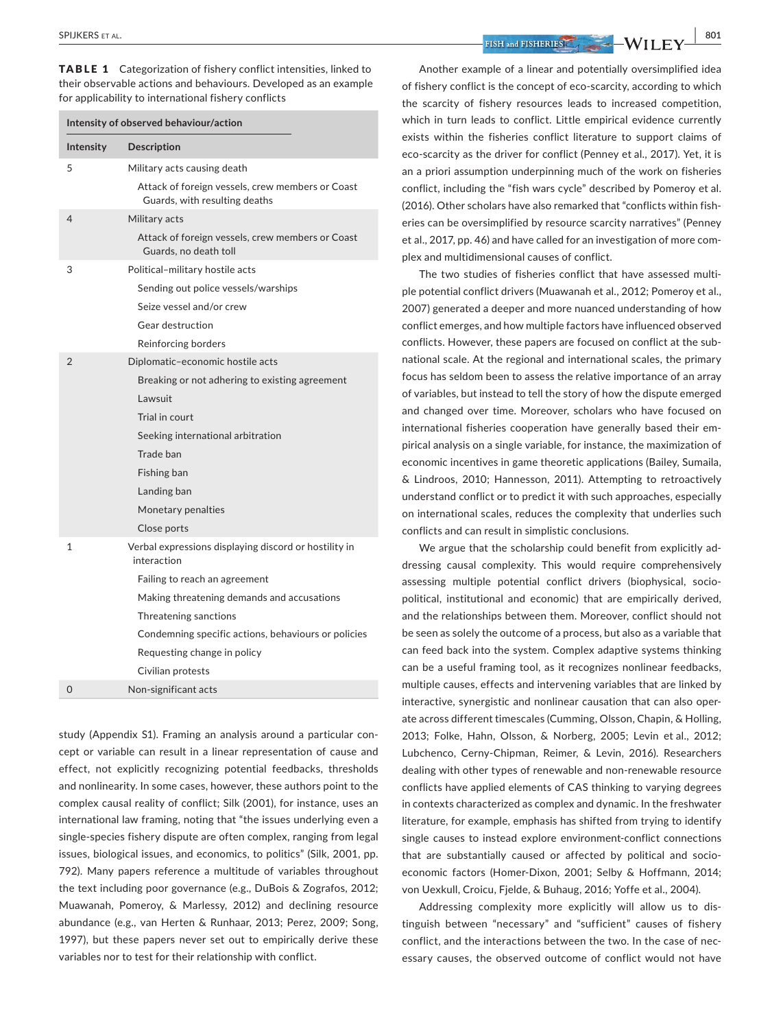**TABLE 1** Categorization of fishery conflict intensities, linked to their observable actions and behaviours. Developed as an example for applicability to international fishery conflicts

| Intensity of observed behaviour/action | |
|---|---|
| **Intensity** | **Description** |
| 5 | Military acts causing death |
| | Attack of foreign vessels, crew members or Coast Guards, with resulting deaths |
| 4 | Military acts |
| | Attack of foreign vessels, crew members or Coast Guards, no death toll |
| 3 | Political–military hostile acts |
| | Sending out police vessels/warships |
| | Seize vessel and/or crew |
| | Gear destruction |
| | Reinforcing borders |
| 2 | Diplomatic–economic hostile acts |
| | Breaking or not adhering to existing agreement |
| | Lawsuit |
| | Trial in court |
| | Seeking international arbitration |
| | Trade ban |
| | Fishing ban |
| | Landing ban |
| | Monetary penalties |
| | Close ports |
| 1 | Verbal expressions displaying discord or hostility in interaction |
| | Failing to reach an agreement |
| | Making threatening demands and accusations |
| | Threatening sanctions |
| | Condemning specific actions, behaviours or policies |
| | Requesting change in policy |
| | Civilian protests |
| 0 | Non-significant acts |

study (Appendix S1). Framing an analysis around a particular concept or variable can result in a linear representation of cause and effect, not explicitly recognizing potential feedbacks, thresholds and nonlinearity. In some cases, however, these authors point to the complex causal reality of conflict; Silk (2001), for instance, uses an international law framing, noting that "the issues underlying even a single-species fishery dispute are often complex, ranging from legal issues, biological issues, and economics, to politics" (Silk, 2001, pp. 792). Many papers reference a multitude of variables throughout the text including poor governance (e.g., DuBois & Zografos, 2012; Muawanah, Pomeroy, & Marlessy, 2012) and declining resource abundance (e.g., van Herten & Runhaar, 2013; Perez, 2009; Song, 1997), but these papers never set out to empirically derive these variables nor to test for their relationship with conflict.

Another example of a linear and potentially oversimplified idea of fishery conflict is the concept of eco-scarcity, according to which the scarcity of fishery resources leads to increased competition, which in turn leads to conflict. Little empirical evidence currently exists within the fisheries conflict literature to support claims of eco-scarcity as the driver for conflict (Penney et al., 2017). Yet, it is an a priori assumption underpinning much of the work on fisheries conflict, including the "fish wars cycle" described by Pomeroy et al. (2016). Other scholars have also remarked that "conflicts within fisheries can be oversimplified by resource scarcity narratives" (Penney et al., 2017, pp. 46) and have called for an investigation of more complex and multidimensional causes of conflict.

The two studies of fisheries conflict that have assessed multiple potential conflict drivers (Muawanah et al., 2012; Pomeroy et al., 2007) generated a deeper and more nuanced understanding of how conflict emerges, and how multiple factors have influenced observed conflicts. However, these papers are focused on conflict at the sub-national scale. At the regional and international scales, the primary focus has seldom been to assess the relative importance of an array of variables, but instead to tell the story of how the dispute emerged and changed over time. Moreover, scholars who have focused on international fisheries cooperation have generally based their empirical analysis on a single variable, for instance, the maximization of economic incentives in game theoretic applications (Bailey, Sumaila, & Lindroos, 2010; Hannesson, 2011). Attempting to retroactively understand conflict or to predict it with such approaches, especially on international scales, reduces the complexity that underlies such conflicts and can result in simplistic conclusions.

We argue that the scholarship could benefit from explicitly addressing causal complexity. This would require comprehensively assessing multiple potential conflict drivers (biophysical, socio-political, institutional and economic) that are empirically derived, and the relationships between them. Moreover, conflict should not be seen as solely the outcome of a process, but also as a variable that can feed back into the system. Complex adaptive systems thinking can be a useful framing tool, as it recognizes nonlinear feedbacks, multiple causes, effects and intervening variables that are linked by interactive, synergistic and nonlinear causation that can also operate across different timescales (Cumming, Olsson, Chapin, & Holling, 2013; Folke, Hahn, Olsson, & Norberg, 2005; Levin et al., 2012; Lubchenco, Cerny-Chipman, Reimer, & Levin, 2016). Researchers dealing with other types of renewable and non-renewable resource conflicts have applied elements of CAS thinking to varying degrees in contexts characterized as complex and dynamic. In the freshwater literature, for example, emphasis has shifted from trying to identify single causes to instead explore environment-conflict connections that are substantially caused or affected by political and socio-economic factors (Homer-Dixon, 2001; Selby & Hoffmann, 2014; von Uexkull, Croicu, Fjelde, & Buhaug, 2016; Yoffe et al., 2004).

Addressing complexity more explicitly will allow us to distinguish between "necessary" and "sufficient" causes of fishery conflict, and the interactions between the two. In the case of necessary causes, the observed outcome of conflict would not have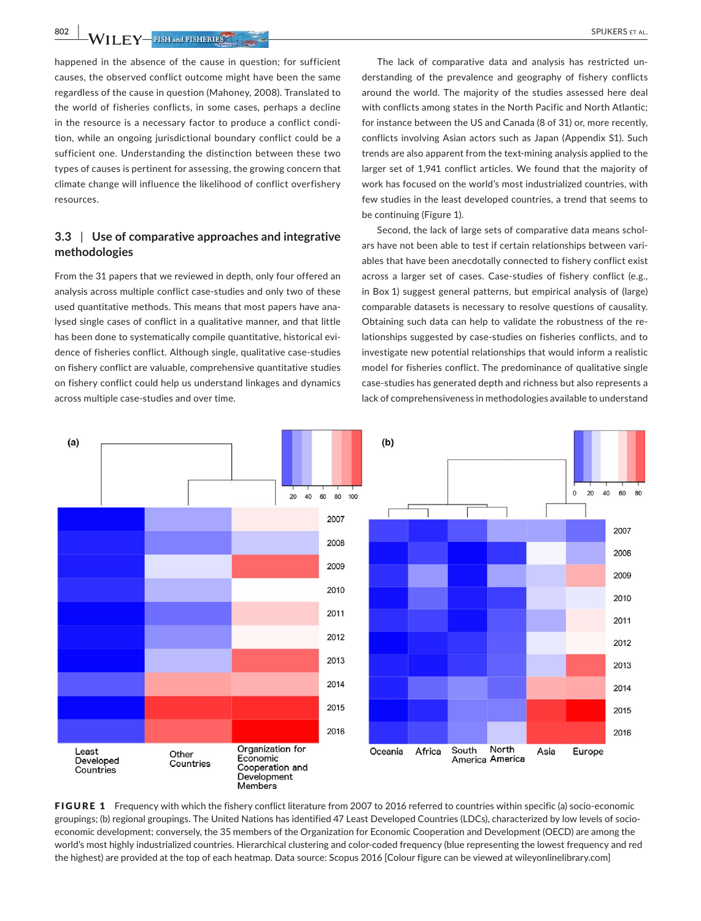happened in the absence of the cause in question; for sufficient causes, the observed conflict outcome might have been the same regardless of the cause in question (Mahoney, 2008). Translated to the world of fisheries conflicts, in some cases, perhaps a decline in the resource is a necessary factor to produce a conflict condition, while an ongoing jurisdictional boundary conflict could be a sufficient one. Understanding the distinction between these two types of causes is pertinent for assessing, the growing concern that climate change will influence the likelihood of conflict overfishery resources.

### 3.3 | Use of comparative approaches and integrative methodologies

From the 31 papers that we reviewed in depth, only four offered an analysis across multiple conflict case-studies and only two of these used quantitative methods. This means that most papers have analysed single cases of conflict in a qualitative manner, and that little has been done to systematically compile quantitative, historical evidence of fisheries conflict. Although single, qualitative case-studies on fishery conflict are valuable, comprehensive quantitative studies on fishery conflict could help us understand linkages and dynamics across multiple case-studies and over time.

The lack of comparative data and analysis has restricted understanding of the prevalence and geography of fishery conflicts around the world. The majority of the studies assessed here deal with conflicts among states in the North Pacific and North Atlantic; for instance between the US and Canada (8 of 31) or, more recently, conflicts involving Asian actors such as Japan (Appendix S1). Such trends are also apparent from the text-mining analysis applied to the larger set of 1,941 conflict articles. We found that the majority of work has focused on the world's most industrialized countries, with few studies in the least developed countries, a trend that seems to be continuing (Figure 1).

Second, the lack of large sets of comparative data means scholars have not been able to test if certain relationships between variables that have been anecdotally connected to fishery conflict exist across a larger set of cases. Case-studies of fishery conflict (e.g., in Box 1) suggest general patterns, but empirical analysis of (large) comparable datasets is necessary to resolve questions of causality. Obtaining such data can help to validate the robustness of the relationships suggested by case-studies on fisheries conflicts, and to investigate new potential relationships that would inform a realistic model for fisheries conflict. The predominance of qualitative single case-studies has generated depth and richness but also represents a lack of comprehensiveness in methodologies available to understand

**FIGURE 1** Frequency with which the fishery conflict literature from 2007 to 2016 referred to countries within specific (a) socio-economic groupings; (b) regional groupings. The United Nations has identified 47 Least Developed Countries (LDCs), characterized by low levels of socio-economic development; conversely, the 35 members of the Organization for Economic Cooperation and Development (OECD) are among the world's most highly industrialized countries. Hierarchical clustering and color-coded frequency (blue representing the lowest frequency and red the highest) are provided at the top of each heatmap. Data source: Scopus 2016 [Colour figure can be viewed at wileyonlinelibrary.com]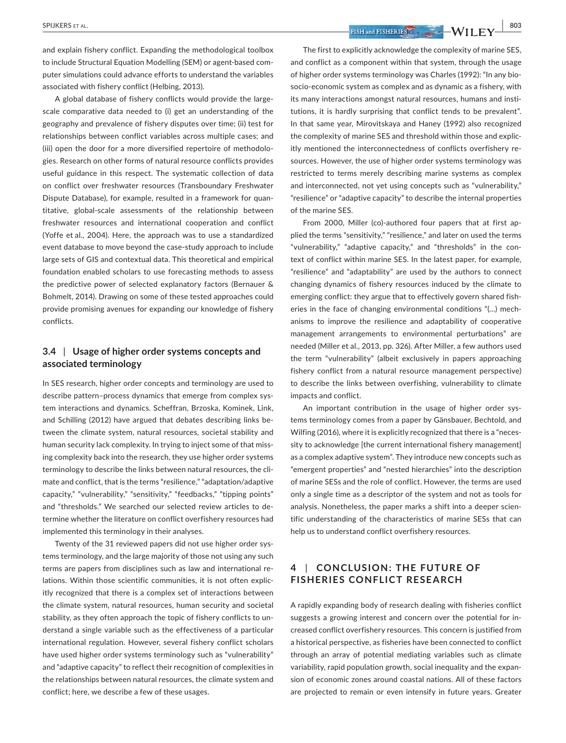and explain fishery conflict. Expanding the methodological toolbox to include Structural Equation Modelling (SEM) or agent-based computer simulations could advance efforts to understand the variables associated with fishery conflict (Helbing, 2013).

A global database of fishery conflicts would provide the large-scale comparative data needed to (i) get an understanding of the geography and prevalence of fishery disputes over time; (ii) test for relationships between conflict variables across multiple cases; and (iii) open the door for a more diversified repertoire of methodologies. Research on other forms of natural resource conflicts provides useful guidance in this respect. The systematic collection of data on conflict over freshwater resources (Transboundary Freshwater Dispute Database), for example, resulted in a framework for quantitative, global-scale assessments of the relationship between freshwater resources and international cooperation and conflict (Yoffe et al., 2004). Here, the approach was to use a standardized event database to move beyond the case-study approach to include large sets of GIS and contextual data. This theoretical and empirical foundation enabled scholars to use forecasting methods to assess the predictive power of selected explanatory factors (Bernauer & Bohmelt, 2014). Drawing on some of these tested approaches could provide promising avenues for expanding our knowledge of fishery conflicts.

### 3.4 | Usage of higher order systems concepts and associated terminology

In SES research, higher order concepts and terminology are used to describe pattern–process dynamics that emerge from complex system interactions and dynamics. Scheffran, Brzoska, Kominek, Link, and Schilling (2012) have argued that debates describing links between the climate system, natural resources, societal stability and human security lack complexity. In trying to inject some of that missing complexity back into the research, they use higher order systems terminology to describe the links between natural resources, the climate and conflict, that is the terms "resilience," "adaptation/adaptive capacity," "vulnerability," "sensitivity," "feedbacks," "tipping points" and "thresholds." We searched our selected review articles to determine whether the literature on conflict overfishery resources had implemented this terminology in their analyses.

Twenty of the 31 reviewed papers did not use higher order systems terminology, and the large majority of those not using any such terms are papers from disciplines such as law and international relations. Within those scientific communities, it is not often explicitly recognized that there is a complex set of interactions between the climate system, natural resources, human security and societal stability, as they often approach the topic of fishery conflicts to understand a single variable such as the effectiveness of a particular international regulation. However, several fishery conflict scholars have used higher order systems terminology such as "vulnerability" and "adaptive capacity" to reflect their recognition of complexities in the relationships between natural resources, the climate system and conflict; here, we describe a few of these usages.

The first to explicitly acknowledge the complexity of marine SES, and conflict as a component within that system, through the usage of higher order systems terminology was Charles (1992): "In any bio-socio-economic system as complex and as dynamic as a fishery, with its many interactions amongst natural resources, humans and institutions, it is hardly surprising that conflict tends to be prevalent". In that same year, Mirovitskaya and Haney (1992) also recognized the complexity of marine SES and threshold within those and explicitly mentioned the interconnectedness of conflicts overfishery resources. However, the use of higher order systems terminology was restricted to terms merely describing marine systems as complex and interconnected, not yet using concepts such as "vulnerability," "resilience" or "adaptive capacity" to describe the internal properties of the marine SES.

From 2000, Miller (co)-authored four papers that at first applied the terms "sensitivity," "resilience," and later on used the terms "vulnerability," "adaptive capacity," and "thresholds" in the context of conflict within marine SES. In the latest paper, for example, "resilience" and "adaptability" are used by the authors to connect changing dynamics of fishery resources induced by the climate to emerging conflict: they argue that to effectively govern shared fisheries in the face of changing environmental conditions "(…) mechanisms to improve the resilience and adaptability of cooperative management arrangements to environmental perturbations" are needed (Miller et al., 2013, pp. 326). After Miller, a few authors used the term "vulnerability" (albeit exclusively in papers approaching fishery conflict from a natural resource management perspective) to describe the links between overfishing, vulnerability to climate impacts and conflict.

An important contribution in the usage of higher order systems terminology comes from a paper by Gänsbauer, Bechtold, and Wilfing (2016), where it is explicitly recognized that there is a "necessity to acknowledge [the current international fishery management] as a complex adaptive system". They introduce new concepts such as "emergent properties" and "nested hierarchies" into the description of marine SESs and the role of conflict. However, the terms are used only a single time as a descriptor of the system and not as tools for analysis. Nonetheless, the paper marks a shift into a deeper scientific understanding of the characteristics of marine SESs that can help us to understand conflict overfishery resources.

## 4 | CONCLUSION: THE FUTURE OF FISHERIES CONFLICT RESEARCH

A rapidly expanding body of research dealing with fisheries conflict suggests a growing interest and concern over the potential for increased conflict overfishery resources. This concern is justified from a historical perspective, as fisheries have been connected to conflict through an array of potential mediating variables such as climate variability, rapid population growth, social inequality and the expansion of economic zones around coastal nations. All of these factors are projected to remain or even intensify in future years. Greater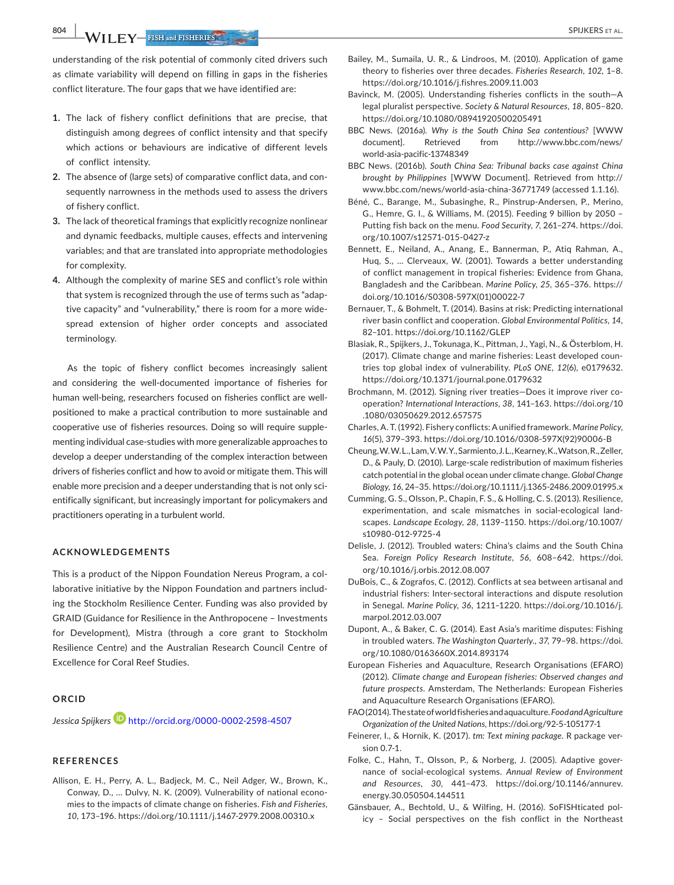understanding of the risk potential of commonly cited drivers such as climate variability will depend on filling in gaps in the fisheries conflict literature. The four gaps that we have identified are:

1. The lack of fishery conflict definitions that are precise, that distinguish among degrees of conflict intensity and that specify which actions or behaviours are indicative of different levels of conflict intensity.
2. The absence of (large sets) of comparative conflict data, and consequently narrowness in the methods used to assess the drivers of fishery conflict.
3. The lack of theoretical framings that explicitly recognize nonlinear and dynamic feedbacks, multiple causes, effects and intervening variables; and that are translated into appropriate methodologies for complexity.
4. Although the complexity of marine SES and conflict's role within that system is recognized through the use of terms such as "adaptive capacity" and "vulnerability," there is room for a more widespread extension of higher order concepts and associated terminology.

As the topic of fishery conflict becomes increasingly salient and considering the well-documented importance of fisheries for human well-being, researchers focused on fisheries conflict are well-positioned to make a practical contribution to more sustainable and cooperative use of fisheries resources. Doing so will require supplementing individual case-studies with more generalizable approaches to develop a deeper understanding of the complex interaction between drivers of fisheries conflict and how to avoid or mitigate them. This will enable more precision and a deeper understanding that is not only scientifically significant, but increasingly important for policymakers and practitioners operating in a turbulent world.

## ACKNOWLEDGEMENTS

This is a product of the Nippon Foundation Nereus Program, a collaborative initiative by the Nippon Foundation and partners including the Stockholm Resilience Center. Funding was also provided by GRAID (Guidance for Resilience in the Anthropocene – Investments for Development), Mistra (through a core grant to Stockholm Resilience Centre) and the Australian Research Council Centre of Excellence for Coral Reef Studies.

## ORCID

*Jessica Spijkers* http://orcid.org/0000-0002-2598-4507

## REFERENCES

Allison, E. H., Perry, A. L., Badjeck, M. C., Neil Adger, W., Brown, K., Conway, D., … Dulvy, N. K. (2009). Vulnerability of national economies to the impacts of climate change on fisheries. *Fish and Fisheries*, *10*, 173–196. https://doi.org/10.1111/j.1467-2979.2008.00310.x

Bailey, M., Sumaila, U. R., & Lindroos, M. (2010). Application of game theory to fisheries over three decades. *Fisheries Research*, *102*, 1–8. https://doi.org/10.1016/j.fishres.2009.11.003

Bavinck, M. (2005). Understanding fisheries conflicts in the south—A legal pluralist perspective. *Society & Natural Resources*, *18*, 805–820. https://doi.org/10.1080/08941920500205491

BBC News. (2016a). *Why is the South China Sea contentious?* [WWW document]. Retrieved from http://www.bbc.com/news/world-asia-pacific-13748349

BBC News. (2016b). *South China Sea: Tribunal backs case against China brought by Philippines* [WWW Document]. Retrieved from http://www.bbc.com/news/world-asia-china-36771749 (accessed 1.1.16).

Béné, C., Barange, M., Subasinghe, R., Pinstrup-Andersen, P., Merino, G., Hemre, G. I., & Williams, M. (2015). Feeding 9 billion by 2050 – Putting fish back on the menu. *Food Security*, *7*, 261–274. https://doi.org/10.1007/s12571-015-0427-z

Bennett, E., Neiland, A., Anang, E., Bannerman, P., Atiq Rahman, A., Huq, S., … Clerveaux, W. (2001). Towards a better understanding of conflict management in tropical fisheries: Evidence from Ghana, Bangladesh and the Caribbean. *Marine Policy*, *25*, 365–376. https://doi.org/10.1016/S0308-597X(01)00022-7

Bernauer, T., & Bohmelt, T. (2014). Basins at risk: Predicting international river basin conflict and cooperation. *Global Environmental Politics*, *14*, 82–101. https://doi.org/10.1162/GLEP

Blasiak, R., Spijkers, J., Tokunaga, K., Pittman, J., Yagi, N., & Österblom, H. (2017). Climate change and marine fisheries: Least developed countries top global index of vulnerability. *PLoS ONE*, *12*(6), e0179632. https://doi.org/10.1371/journal.pone.0179632

Brochmann, M. (2012). Signing river treaties—Does it improve river cooperation? *International Interactions*, *38*, 141–163. https://doi.org/10.1080/03050629.2012.657575

Charles, A. T. (1992). Fishery conflicts: A unified framework. *Marine Policy*, *16*(5), 379–393. https://doi.org/10.1016/0308-597X(92)90006-B

Cheung, W. W. L., Lam, V. W. Y., Sarmiento, J. L., Kearney, K., Watson, R., Zeller, D., & Pauly, D. (2010). Large-scale redistribution of maximum fisheries catch potential in the global ocean under climate change. *Global Change Biology*, *16*, 24–35. https://doi.org/10.1111/j.1365-2486.2009.01995.x

Cumming, G. S., Olsson, P., Chapin, F. S., & Holling, C. S. (2013). Resilience, experimentation, and scale mismatches in social-ecological landscapes. *Landscape Ecology*, *28*, 1139–1150. https://doi.org/10.1007/s10980-012-9725-4

Delisle, J. (2012). Troubled waters: China's claims and the South China Sea. *Foreign Policy Research Institute*, *56*, 608–642. https://doi.org/10.1016/j.orbis.2012.08.007

DuBois, C., & Zografos, C. (2012). Conflicts at sea between artisanal and industrial fishers: Inter-sectoral interactions and dispute resolution in Senegal. *Marine Policy*, *36*, 1211–1220. https://doi.org/10.1016/j.marpol.2012.03.007

Dupont, A., & Baker, C. G. (2014). East Asia's maritime disputes: Fishing in troubled waters. *The Washington Quarterly.*, *37*, 79–98. https://doi.org/10.1080/0163660X.2014.893174

European Fisheries and Aquaculture, Research Organisations (EFARO) (2012). *Climate change and European fisheries: Observed changes and future prospects*. Amsterdam, The Netherlands: European Fisheries and Aquaculture Research Organisations (EFARO).

FAO (2014). The state of world fisheries and aquaculture. *Food and Agriculture Organization of the United Nations*, https://doi.org/92-5-105177-1

Feinerer, I., & Hornik, K. (2017). *tm: Text mining package*. R package version 0.7-1.

Folke, C., Hahn, T., Olsson, P., & Norberg, J. (2005). Adaptive governance of social-ecological systems. *Annual Review of Environment and Resources*, *30*, 441–473. https://doi.org/10.1146/annurev.energy.30.050504.144511

Gänsbauer, A., Bechtold, U., & Wilfing, H. (2016). SoFISHticated policy – Social perspectives on the fish conflict in the Northeast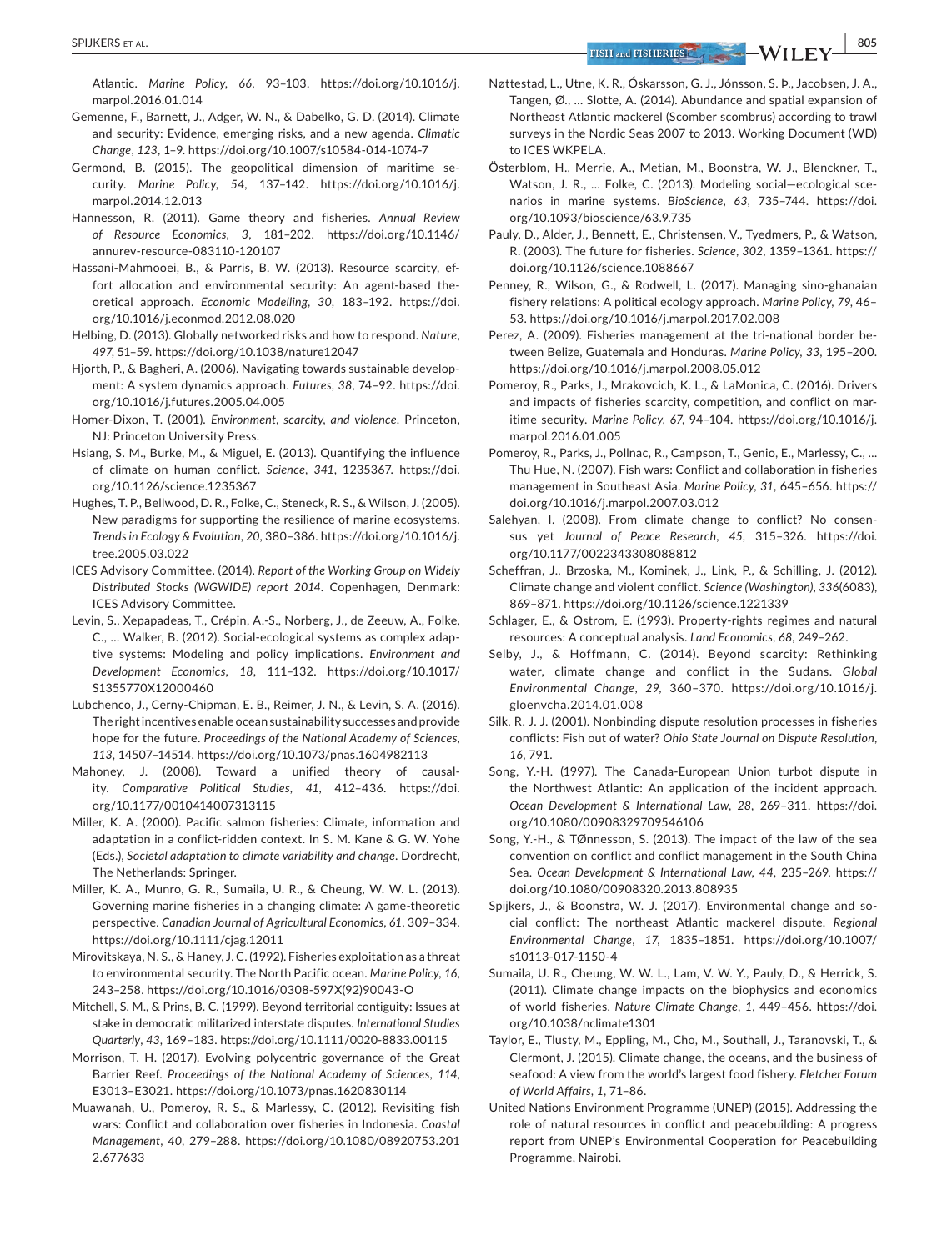Atlantic. *Marine Policy*, *66*, 93–103. https://doi.org/10.1016/j.marpol.2016.01.014

Gemenne, F., Barnett, J., Adger, W. N., & Dabelko, G. D. (2014). Climate and security: Evidence, emerging risks, and a new agenda. *Climatic Change*, *123*, 1–9. https://doi.org/10.1007/s10584-014-1074-7

Germond, B. (2015). The geopolitical dimension of maritime security. *Marine Policy*, *54*, 137–142. https://doi.org/10.1016/j.marpol.2014.12.013

Hannesson, R. (2011). Game theory and fisheries. *Annual Review of Resource Economics*, *3*, 181–202. https://doi.org/10.1146/annurev-resource-083110-120107

Hassani-Mahmooei, B., & Parris, B. W. (2013). Resource scarcity, effort allocation and environmental security: An agent-based theoretical approach. *Economic Modelling*, *30*, 183–192. https://doi.org/10.1016/j.econmod.2012.08.020

Helbing, D. (2013). Globally networked risks and how to respond. *Nature*, *497*, 51–59. https://doi.org/10.1038/nature12047

Hjorth, P., & Bagheri, A. (2006). Navigating towards sustainable development: A system dynamics approach. *Futures*, *38*, 74–92. https://doi.org/10.1016/j.futures.2005.04.005

Homer-Dixon, T. (2001). *Environment, scarcity, and violence*. Princeton, NJ: Princeton University Press.

Hsiang, S. M., Burke, M., & Miguel, E. (2013). Quantifying the influence of climate on human conflict. *Science*, *341*, 1235367. https://doi.org/10.1126/science.1235367

Hughes, T. P., Bellwood, D. R., Folke, C., Steneck, R. S., & Wilson, J. (2005). New paradigms for supporting the resilience of marine ecosystems. *Trends in Ecology & Evolution*, *20*, 380–386. https://doi.org/10.1016/j.tree.2005.03.022

ICES Advisory Committee. (2014). *Report of the Working Group on Widely Distributed Stocks (WGWIDE) report 2014*. Copenhagen, Denmark: ICES Advisory Committee.

Levin, S., Xepapadeas, T., Crépin, A.-S., Norberg, J., de Zeeuw, A., Folke, C., … Walker, B. (2012). Social-ecological systems as complex adaptive systems: Modeling and policy implications. *Environment and Development Economics*, *18*, 111–132. https://doi.org/10.1017/S1355770X12000460

Lubchenco, J., Cerny-Chipman, E. B., Reimer, J. N., & Levin, S. A. (2016). The right incentives enable ocean sustainability successes and provide hope for the future. *Proceedings of the National Academy of Sciences*, *113*, 14507–14514. https://doi.org/10.1073/pnas.1604982113

Mahoney, J. (2008). Toward a unified theory of causality. *Comparative Political Studies*, *41*, 412–436. https://doi.org/10.1177/0010414007313115

Miller, K. A. (2000). Pacific salmon fisheries: Climate, information and adaptation in a conflict-ridden context. In S. M. Kane & G. W. Yohe (Eds.), *Societal adaptation to climate variability and change*. Dordrecht, The Netherlands: Springer.

Miller, K. A., Munro, G. R., Sumaila, U. R., & Cheung, W. W. L. (2013). Governing marine fisheries in a changing climate: A game-theoretic perspective. *Canadian Journal of Agricultural Economics*, *61*, 309–334. https://doi.org/10.1111/cjag.12011

Mirovitskaya, N. S., & Haney, J. C. (1992). Fisheries exploitation as a threat to environmental security. The North Pacific ocean. *Marine Policy*, *16*, 243–258. https://doi.org/10.1016/0308-597X(92)90043-O

Mitchell, S. M., & Prins, B. C. (1999). Beyond territorial contiguity: Issues at stake in democratic militarized interstate disputes. *International Studies Quarterly*, *43*, 169–183. https://doi.org/10.1111/0020-8833.00115

Morrison, T. H. (2017). Evolving polycentric governance of the Great Barrier Reef. *Proceedings of the National Academy of Sciences*, *114*, E3013–E3021. https://doi.org/10.1073/pnas.1620830114

Muawanah, U., Pomeroy, R. S., & Marlessy, C. (2012). Revisiting fish wars: Conflict and collaboration over fisheries in Indonesia. *Coastal Management*, *40*, 279–288. https://doi.org/10.1080/08920753.2012.677633

Nøttestad, L., Utne, K. R., Óskarsson, G. J., Jónsson, S. Þ., Jacobsen, J. A., Tangen, Ø., … Slotte, A. (2014). Abundance and spatial expansion of Northeast Atlantic mackerel (Scomber scombrus) according to trawl surveys in the Nordic Seas 2007 to 2013. Working Document (WD) to ICES WKPELA.

Österblom, H., Merrie, A., Metian, M., Boonstra, W. J., Blenckner, T., Watson, J. R., … Folke, C. (2013). Modeling social—ecological scenarios in marine systems. *BioScience*, *63*, 735–744. https://doi.org/10.1093/bioscience/63.9.735

Pauly, D., Alder, J., Bennett, E., Christensen, V., Tyedmers, P., & Watson, R. (2003). The future for fisheries. *Science*, *302*, 1359–1361. https://doi.org/10.1126/science.1088667

Penney, R., Wilson, G., & Rodwell, L. (2017). Managing sino-ghanaian fishery relations: A political ecology approach. *Marine Policy*, *79*, 46–53. https://doi.org/10.1016/j.marpol.2017.02.008

Perez, A. (2009). Fisheries management at the tri-national border between Belize, Guatemala and Honduras. *Marine Policy*, *33*, 195–200. https://doi.org/10.1016/j.marpol.2008.05.012

Pomeroy, R., Parks, J., Mrakovcich, K. L., & LaMonica, C. (2016). Drivers and impacts of fisheries scarcity, competition, and conflict on maritime security. *Marine Policy*, *67*, 94–104. https://doi.org/10.1016/j.marpol.2016.01.005

Pomeroy, R., Parks, J., Pollnac, R., Campson, T., Genio, E., Marlessy, C., … Thu Hue, N. (2007). Fish wars: Conflict and collaboration in fisheries management in Southeast Asia. *Marine Policy*, *31*, 645–656. https://doi.org/10.1016/j.marpol.2007.03.012

Salehyan, I. (2008). From climate change to conflict? No consensus yet *Journal of Peace Research*, *45*, 315–326. https://doi.org/10.1177/0022343308088812

Scheffran, J., Brzoska, M., Kominek, J., Link, P., & Schilling, J. (2012). Climate change and violent conflict. *Science (Washington)*, *336*(6083), 869–871. https://doi.org/10.1126/science.1221339

Schlager, E., & Ostrom, E. (1993). Property-rights regimes and natural resources: A conceptual analysis. *Land Economics*, *68*, 249–262.

Selby, J., & Hoffmann, C. (2014). Beyond scarcity: Rethinking water, climate change and conflict in the Sudans. *Global Environmental Change*, *29*, 360–370. https://doi.org/10.1016/j.gloenvcha.2014.01.008

Silk, R. J. J. (2001). Nonbinding dispute resolution processes in fisheries conflicts: Fish out of water? *Ohio State Journal on Dispute Resolution*, *16*, 791.

Song, Y.-H. (1997). The Canada-European Union turbot dispute in the Northwest Atlantic: An application of the incident approach. *Ocean Development & International Law*, *28*, 269–311. https://doi.org/10.1080/00908329709546106

Song, Y.-H., & TØnnesson, S. (2013). The impact of the law of the sea convention on conflict and conflict management in the South China Sea. *Ocean Development & International Law*, *44*, 235–269. https://doi.org/10.1080/00908320.2013.808935

Spijkers, J., & Boonstra, W. J. (2017). Environmental change and social conflict: The northeast Atlantic mackerel dispute. *Regional Environmental Change*, *17*, 1835–1851. https://doi.org/10.1007/s10113-017-1150-4

Sumaila, U. R., Cheung, W. W. L., Lam, V. W. Y., Pauly, D., & Herrick, S. (2011). Climate change impacts on the biophysics and economics of world fisheries. *Nature Climate Change*, *1*, 449–456. https://doi.org/10.1038/nclimate1301

Taylor, E., Tlusty, M., Eppling, M., Cho, M., Southall, J., Taranovski, T., & Clermont, J. (2015). Climate change, the oceans, and the business of seafood: A view from the world's largest food fishery. *Fletcher Forum of World Affairs*, *1*, 71–86.

United Nations Environment Programme (UNEP) (2015). Addressing the role of natural resources in conflict and peacebuilding: A progress report from UNEP's Environmental Cooperation for Peacebuilding Programme, Nairobi.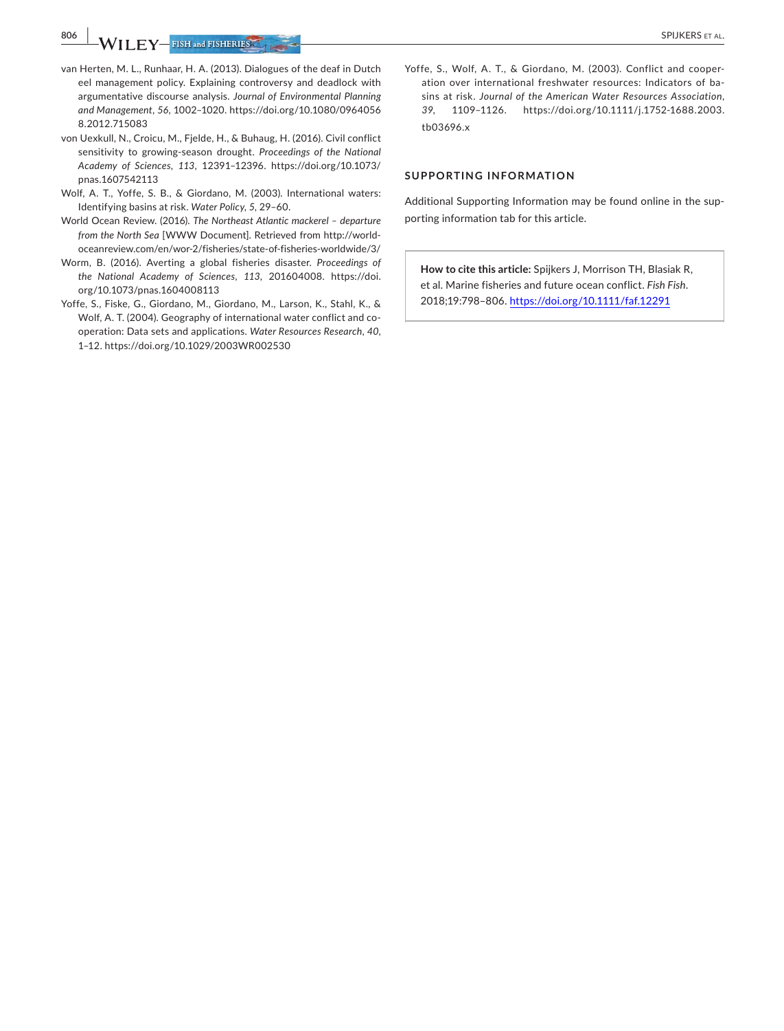van Herten, M. L., Runhaar, H. A. (2013). Dialogues of the deaf in Dutch eel management policy. Explaining controversy and deadlock with argumentative discourse analysis. *Journal of Environmental Planning and Management*, *56*, 1002–1020. https://doi.org/10.1080/09640568.2012.715083

von Uexkull, N., Croicu, M., Fjelde, H., & Buhaug, H. (2016). Civil conflict sensitivity to growing-season drought. *Proceedings of the National Academy of Sciences*, *113*, 12391–12396. https://doi.org/10.1073/pnas.1607542113

Wolf, A. T., Yoffe, S. B., & Giordano, M. (2003). International waters: Identifying basins at risk. *Water Policy*, *5*, 29–60.

World Ocean Review. (2016). *The Northeast Atlantic mackerel – departure from the North Sea* [WWW Document]. Retrieved from http://worldoceanreview.com/en/wor-2/fisheries/state-of-fisheries-worldwide/3/

Worm, B. (2016). Averting a global fisheries disaster. *Proceedings of the National Academy of Sciences*, *113*, 201604008. https://doi.org/10.1073/pnas.1604008113

Yoffe, S., Fiske, G., Giordano, M., Giordano, M., Larson, K., Stahl, K., & Wolf, A. T. (2004). Geography of international water conflict and cooperation: Data sets and applications. *Water Resources Research*, *40*, 1–12. https://doi.org/10.1029/2003WR002530

Yoffe, S., Wolf, A. T., & Giordano, M. (2003). Conflict and cooperation over international freshwater resources: Indicators of basins at risk. *Journal of the American Water Resources Association*, *39*, 1109–1126. https://doi.org/10.1111/j.1752-1688.2003.tb03696.x

## SUPPORTING INFORMATION

Additional Supporting Information may be found online in the supporting information tab for this article.

**How to cite this article:** Spijkers J, Morrison TH, Blasiak R, et al. Marine fisheries and future ocean conflict. *Fish Fish*. 2018;19:798–806. https://doi.org/10.1111/faf.12291